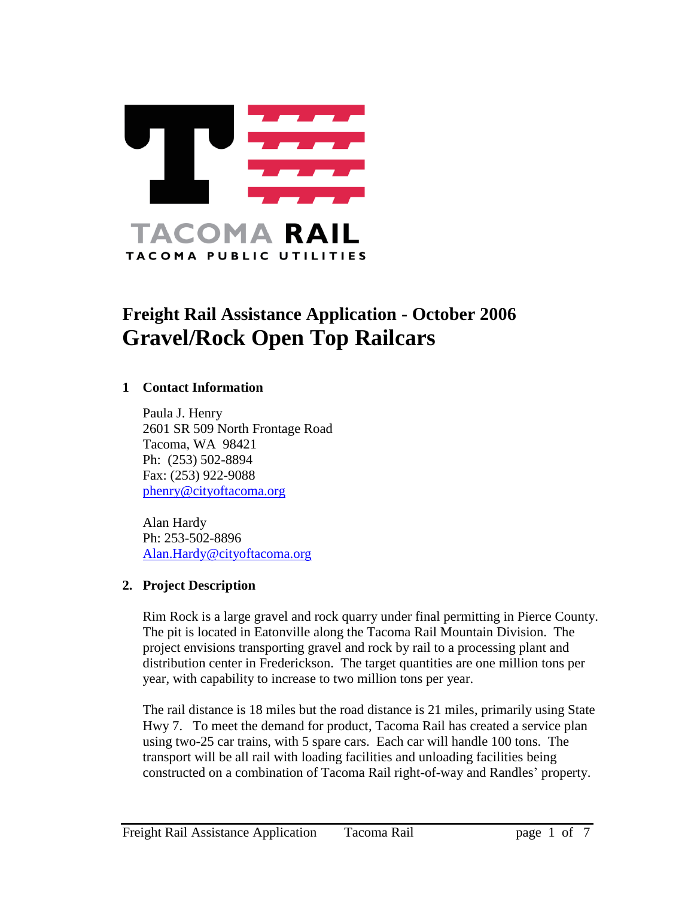TACOMA RAIL

TACOMA PUBLIC UTILITIES

# Freight Rail Assistance Application - October 2006
# Gravel/Rock Open Top Railcars

## 1 Contact Information

Paula J. Henry  
2601 SR 509 North Frontage Road  
Tacoma, WA 98421  
Ph: (253) 502-8894  
Fax: (253) 922-9088  
phenry@cityoftacoma.org

Alan Hardy  
Ph: 253-502-8896  
Alan.Hardy@cityoftacoma.org

## 2. Project Description

Rim Rock is a large gravel and rock quarry under final permitting in Pierce County. The pit is located in Eatonville along the Tacoma Rail Mountain Division. The project envisions transporting gravel and rock by rail to a processing plant and distribution center in Frederickson. The target quantities are one million tons per year, with capability to increase to two million tons per year.

The rail distance is 18 miles but the road distance is 21 miles, primarily using State Hwy 7. To meet the demand for product, Tacoma Rail has created a service plan using two-25 car trains, with 5 spare cars. Each car will handle 100 tons. The transport will be all rail with loading facilities and unloading facilities being constructed on a combination of Tacoma Rail right-of-way and Randles' property.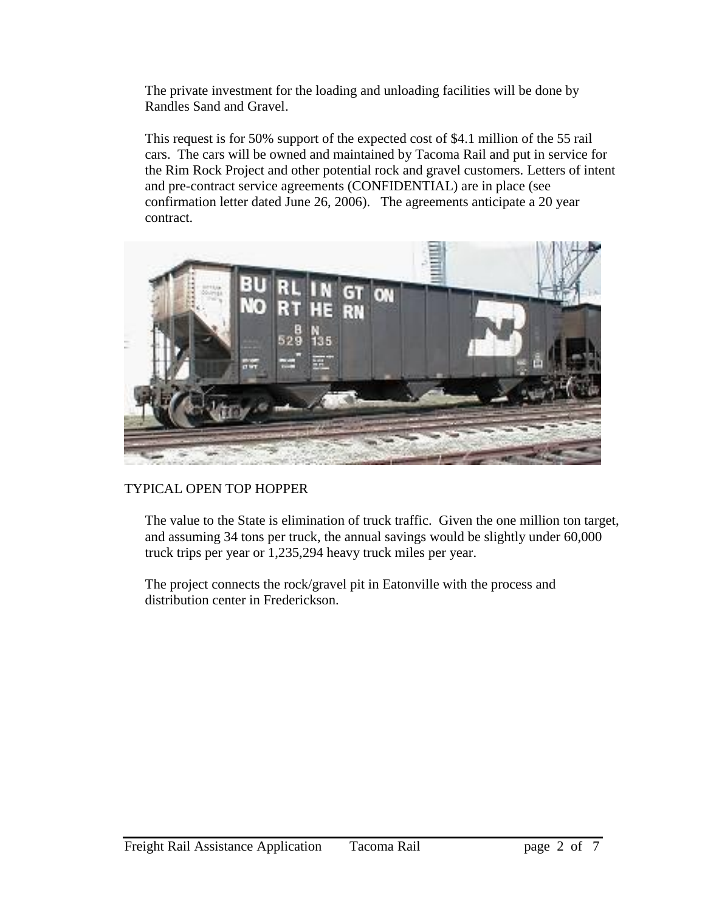The private investment for the loading and unloading facilities will be done by Randles Sand and Gravel.

This request is for 50% support of the expected cost of $4.1 million of the 55 rail cars. The cars will be owned and maintained by Tacoma Rail and put in service for the Rim Rock Project and other potential rock and gravel customers. Letters of intent and pre-contract service agreements (CONFIDENTIAL) are in place (see confirmation letter dated June 26, 2006). The agreements anticipate a 20 year contract.

TYPICAL OPEN TOP HOPPER

The value to the State is elimination of truck traffic. Given the one million ton target, and assuming 34 tons per truck, the annual savings would be slightly under 60,000 truck trips per year or 1,235,294 heavy truck miles per year.

The project connects the rock/gravel pit in Eatonville with the process and distribution center in Frederickson.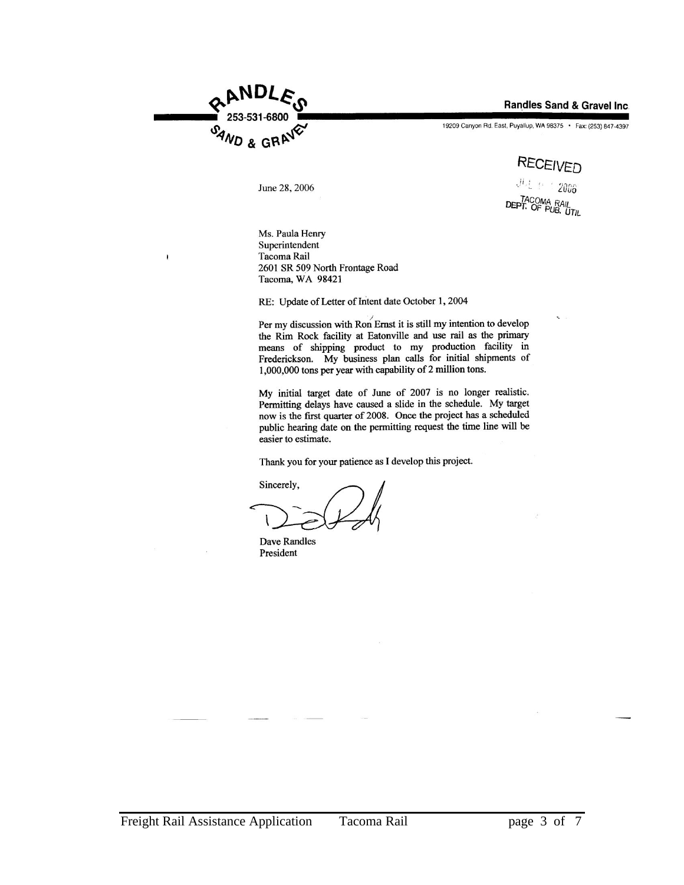**RANDLES SAND & GRAVEL** 253-531-6800

**Randles Sand & Gravel Inc.**
19209 Canyon Rd. East, Puyallup, WA 98375 • Fax: (253) 847-4397

RECEIVED
JUL 2006
TACOMA RAIL
DEPT. OF PUB. UTIL

June 28, 2006

Ms. Paula Henry
Superintendent
Tacoma Rail
2601 SR 509 North Frontage Road
Tacoma, WA 98421

RE: Update of Letter of Intent date October 1, 2004

Per my discussion with Ron Ernst it is still my intention to develop the Rim Rock facility at Eatonville and use rail as the primary means of shipping product to my production facility in Frederickson. My business plan calls for initial shipments of 1,000,000 tons per year with capability of 2 million tons.

My initial target date of June of 2007 is no longer realistic. Permitting delays have caused a slide in the schedule. My target now is the first quarter of 2008. Once the project has a scheduled public hearing date on the permitting request the time line will be easier to estimate.

Thank you for your patience as I develop this project.

Sincerely,

Dave Randles
President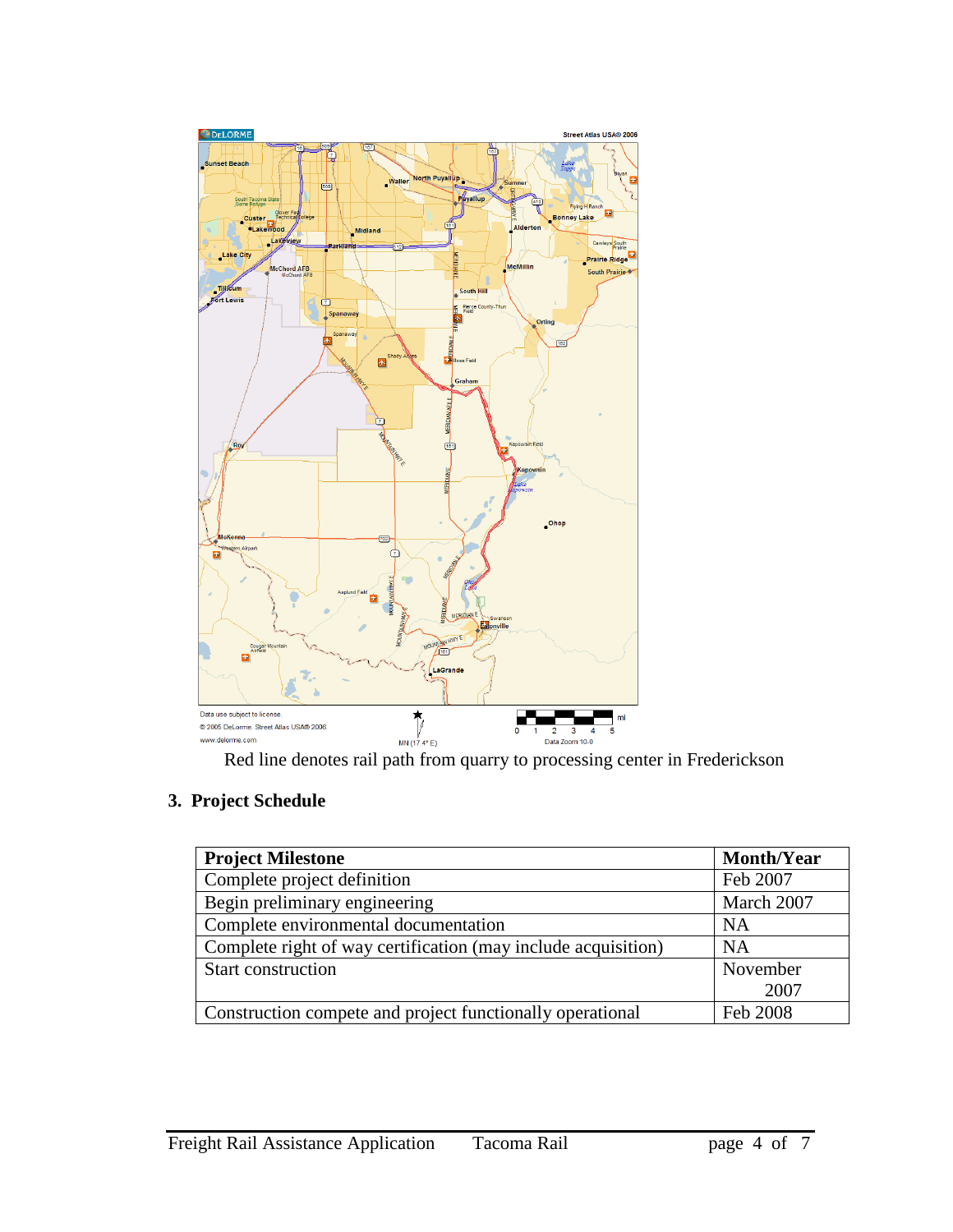Red line denotes rail path from quarry to processing center in Frederickson

## 3. Project Schedule

| Project Milestone | Month/Year |
| --- | --- |
| Complete project definition | Feb 2007 |
| Begin preliminary engineering | March 2007 |
| Complete environmental documentation | NA |
| Complete right of way certification (may include acquisition) | NA |
| Start construction | November 2007 |
| Construction compete and project functionally operational | Feb 2008 |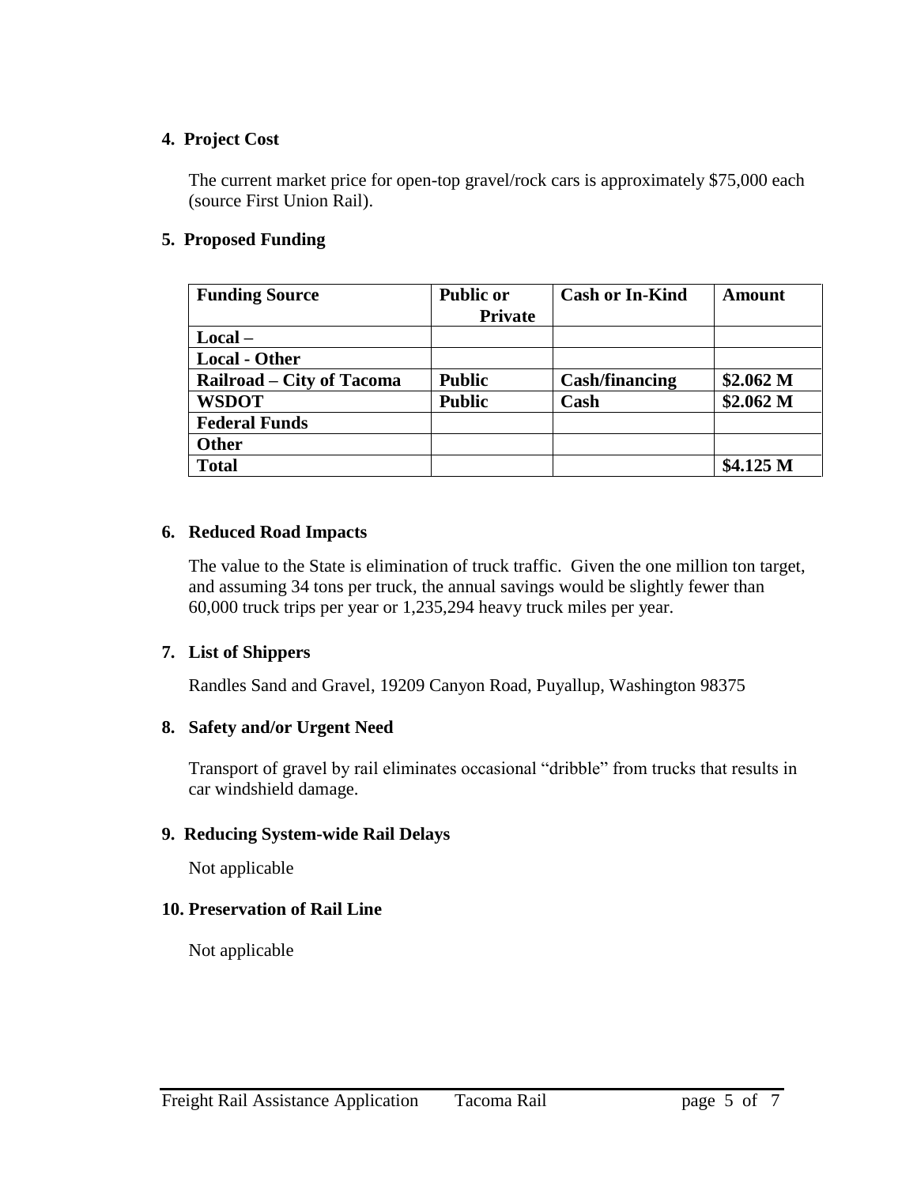## 4. Project Cost

The current market price for open-top gravel/rock cars is approximately $75,000 each (source First Union Rail).

## 5. Proposed Funding

| Funding Source | Public or Private | Cash or In-Kind | Amount |
|---|---|---|---|
| **Local –** | | | |
| **Local - Other** | | | |
| **Railroad – City of Tacoma** | **Public** | **Cash/financing** | **$2.062 M** |
| **WSDOT** | **Public** | **Cash** | **$2.062 M** |
| **Federal Funds** | | | |
| **Other** | | | |
| **Total** | | | **$4.125 M** |

## 6. Reduced Road Impacts

The value to the State is elimination of truck traffic. Given the one million ton target, and assuming 34 tons per truck, the annual savings would be slightly fewer than 60,000 truck trips per year or 1,235,294 heavy truck miles per year.

## 7. List of Shippers

Randles Sand and Gravel, 19209 Canyon Road, Puyallup, Washington 98375

## 8. Safety and/or Urgent Need

Transport of gravel by rail eliminates occasional "dribble" from trucks that results in car windshield damage.

## 9. Reducing System-wide Rail Delays

Not applicable

## 10. Preservation of Rail Line

Not applicable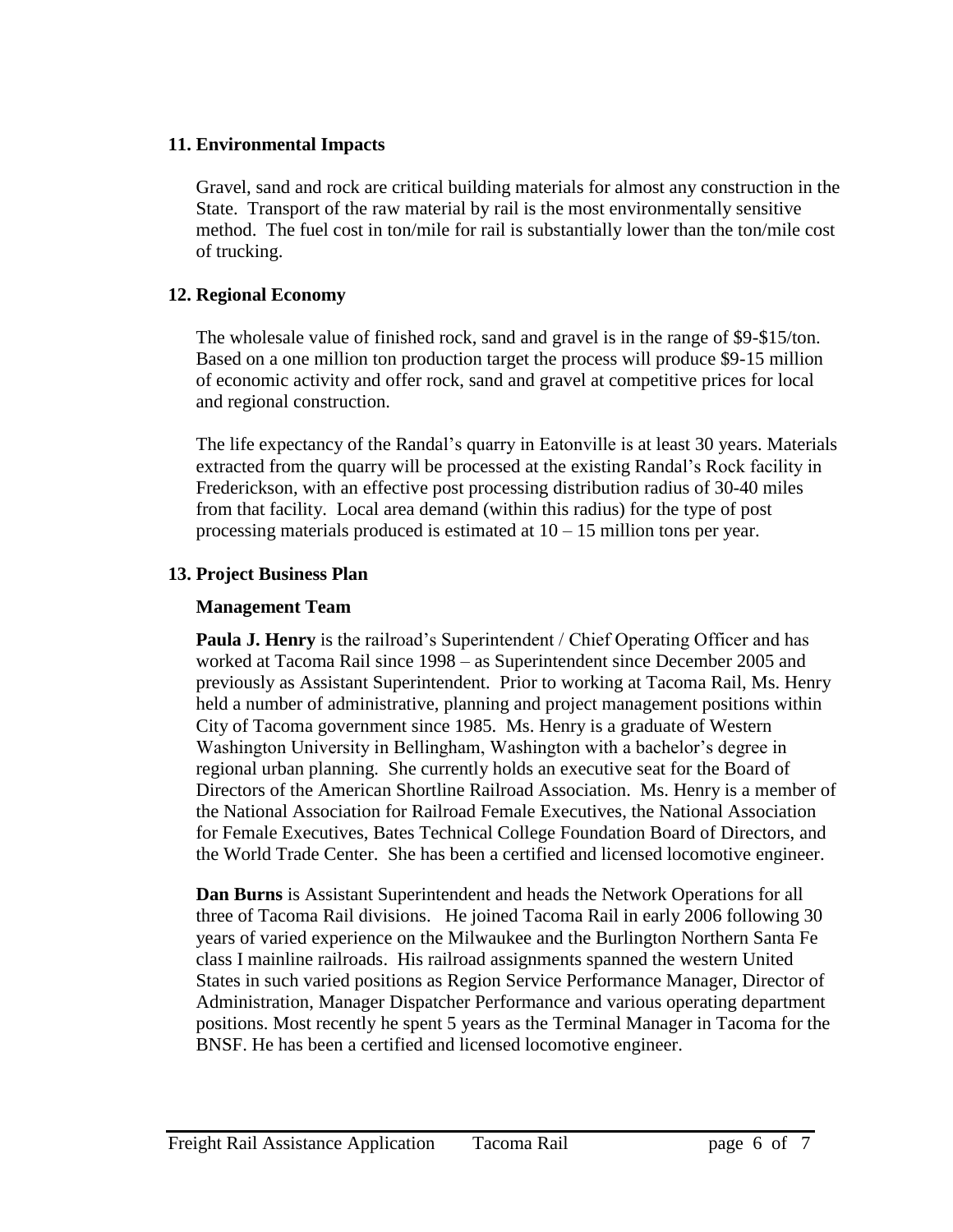## 11. Environmental Impacts

Gravel, sand and rock are critical building materials for almost any construction in the State. Transport of the raw material by rail is the most environmentally sensitive method. The fuel cost in ton/mile for rail is substantially lower than the ton/mile cost of trucking.

## 12. Regional Economy

The wholesale value of finished rock, sand and gravel is in the range of $9-$15/ton. Based on a one million ton production target the process will produce $9-15 million of economic activity and offer rock, sand and gravel at competitive prices for local and regional construction.

The life expectancy of the Randal's quarry in Eatonville is at least 30 years. Materials extracted from the quarry will be processed at the existing Randal's Rock facility in Frederickson, with an effective post processing distribution radius of 30-40 miles from that facility. Local area demand (within this radius) for the type of post processing materials produced is estimated at 10 – 15 million tons per year.

## 13. Project Business Plan

### Management Team

**Paula J. Henry** is the railroad's Superintendent / Chief Operating Officer and has worked at Tacoma Rail since 1998 – as Superintendent since December 2005 and previously as Assistant Superintendent. Prior to working at Tacoma Rail, Ms. Henry held a number of administrative, planning and project management positions within City of Tacoma government since 1985. Ms. Henry is a graduate of Western Washington University in Bellingham, Washington with a bachelor's degree in regional urban planning. She currently holds an executive seat for the Board of Directors of the American Shortline Railroad Association. Ms. Henry is a member of the National Association for Railroad Female Executives, the National Association for Female Executives, Bates Technical College Foundation Board of Directors, and the World Trade Center. She has been a certified and licensed locomotive engineer.

**Dan Burns** is Assistant Superintendent and heads the Network Operations for all three of Tacoma Rail divisions. He joined Tacoma Rail in early 2006 following 30 years of varied experience on the Milwaukee and the Burlington Northern Santa Fe class I mainline railroads. His railroad assignments spanned the western United States in such varied positions as Region Service Performance Manager, Director of Administration, Manager Dispatcher Performance and various operating department positions. Most recently he spent 5 years as the Terminal Manager in Tacoma for the BNSF. He has been a certified and licensed locomotive engineer.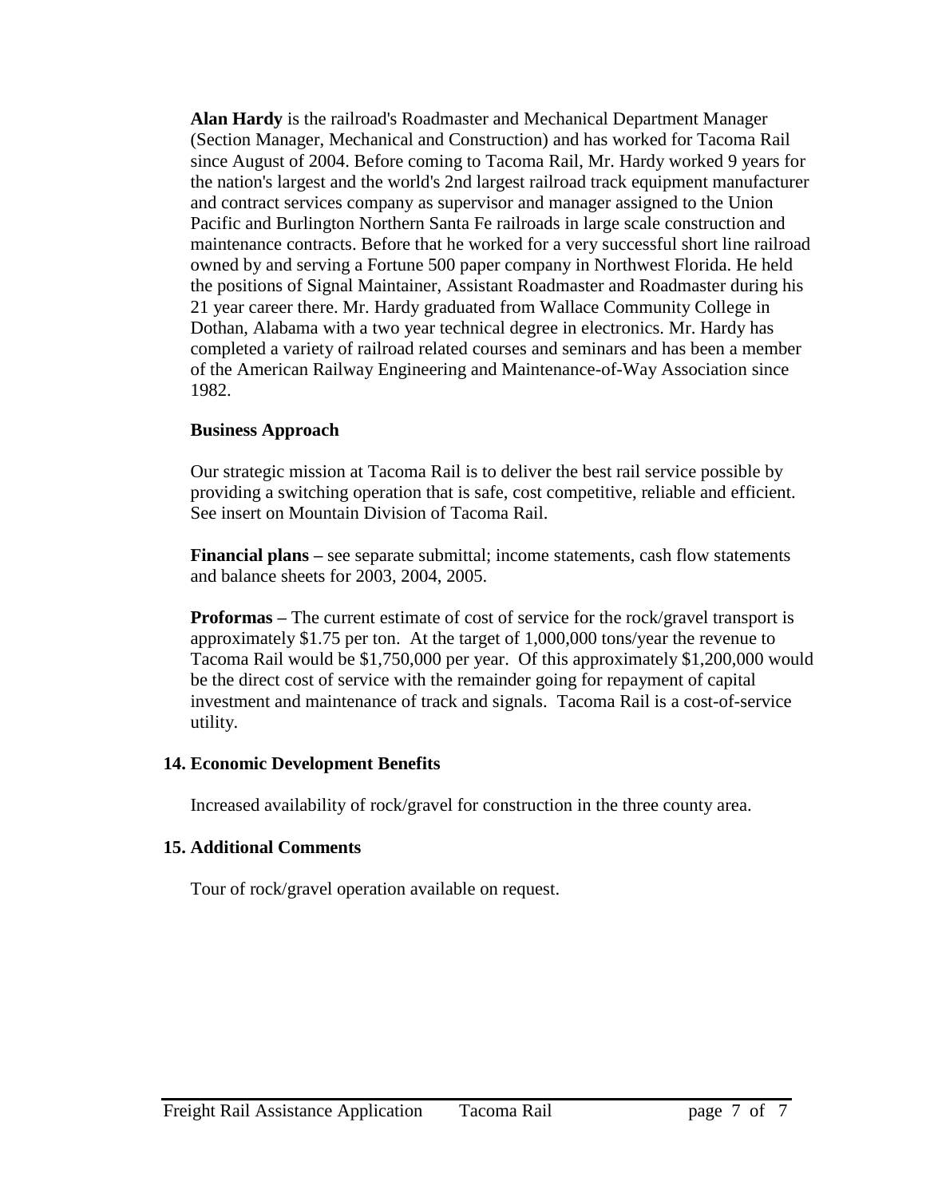**Alan Hardy** is the railroad's Roadmaster and Mechanical Department Manager (Section Manager, Mechanical and Construction) and has worked for Tacoma Rail since August of 2004. Before coming to Tacoma Rail, Mr. Hardy worked 9 years for the nation's largest and the world's 2nd largest railroad track equipment manufacturer and contract services company as supervisor and manager assigned to the Union Pacific and Burlington Northern Santa Fe railroads in large scale construction and maintenance contracts. Before that he worked for a very successful short line railroad owned by and serving a Fortune 500 paper company in Northwest Florida. He held the positions of Signal Maintainer, Assistant Roadmaster and Roadmaster during his 21 year career there. Mr. Hardy graduated from Wallace Community College in Dothan, Alabama with a two year technical degree in electronics. Mr. Hardy has completed a variety of railroad related courses and seminars and has been a member of the American Railway Engineering and Maintenance-of-Way Association since 1982.

**Business Approach**

Our strategic mission at Tacoma Rail is to deliver the best rail service possible by providing a switching operation that is safe, cost competitive, reliable and efficient. See insert on Mountain Division of Tacoma Rail.

**Financial plans –** see separate submittal; income statements, cash flow statements and balance sheets for 2003, 2004, 2005.

**Proformas –** The current estimate of cost of service for the rock/gravel transport is approximately $1.75 per ton. At the target of 1,000,000 tons/year the revenue to Tacoma Rail would be $1,750,000 per year. Of this approximately $1,200,000 would be the direct cost of service with the remainder going for repayment of capital investment and maintenance of track and signals. Tacoma Rail is a cost-of-service utility.

## 14. Economic Development Benefits

Increased availability of rock/gravel for construction in the three county area.

## 15. Additional Comments

Tour of rock/gravel operation available on request.